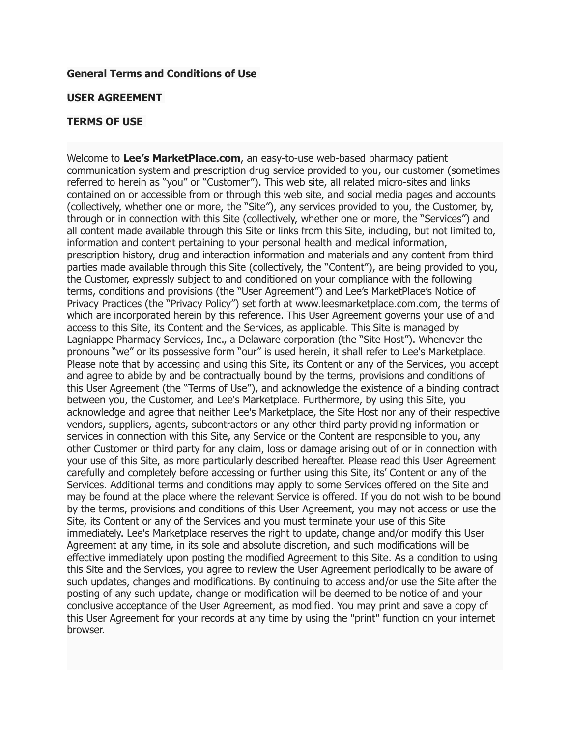**General Terms and Conditions of Use**

**USER AGREEMENT**

**TERMS OF USE**

Welcome to **Lee's MarketPlace.com**, an easy-to-use web-based pharmacy patient communication system and prescription drug service provided to you, our customer (sometimes referred to herein as "you" or "Customer"). This web site, all related micro-sites and links contained on or accessible from or through this web site, and social media pages and accounts (collectively, whether one or more, the "Site"), any services provided to you, the Customer, by, through or in connection with this Site (collectively, whether one or more, the "Services") and all content made available through this Site or links from this Site, including, but not limited to, information and content pertaining to your personal health and medical information, prescription history, drug and interaction information and materials and any content from third parties made available through this Site (collectively, the "Content"), are being provided to you, the Customer, expressly subject to and conditioned on your compliance with the following terms, conditions and provisions (the "User Agreement") and Lee's MarketPlace's Notice of Privacy Practices (the "Privacy Policy") set forth at www.leesmarketplace.com.com, the terms of which are incorporated herein by this reference. This User Agreement governs your use of and access to this Site, its Content and the Services, as applicable. This Site is managed by Lagniappe Pharmacy Services, Inc., a Delaware corporation (the "Site Host"). Whenever the pronouns "we" or its possessive form "our" is used herein, it shall refer to Lee's Marketplace. Please note that by accessing and using this Site, its Content or any of the Services, you accept and agree to abide by and be contractually bound by the terms, provisions and conditions of this User Agreement (the "Terms of Use"), and acknowledge the existence of a binding contract between you, the Customer, and Lee's Marketplace. Furthermore, by using this Site, you acknowledge and agree that neither Lee's Marketplace, the Site Host nor any of their respective vendors, suppliers, agents, subcontractors or any other third party providing information or services in connection with this Site, any Service or the Content are responsible to you, any other Customer or third party for any claim, loss or damage arising out of or in connection with your use of this Site, as more particularly described hereafter. Please read this User Agreement carefully and completely before accessing or further using this Site, its' Content or any of the Services. Additional terms and conditions may apply to some Services offered on the Site and may be found at the place where the relevant Service is offered. If you do not wish to be bound by the terms, provisions and conditions of this User Agreement, you may not access or use the Site, its Content or any of the Services and you must terminate your use of this Site immediately. Lee's Marketplace reserves the right to update, change and/or modify this User Agreement at any time, in its sole and absolute discretion, and such modifications will be effective immediately upon posting the modified Agreement to this Site. As a condition to using this Site and the Services, you agree to review the User Agreement periodically to be aware of such updates, changes and modifications. By continuing to access and/or use the Site after the posting of any such update, change or modification will be deemed to be notice of and your conclusive acceptance of the User Agreement, as modified. You may print and save a copy of this User Agreement for your records at any time by using the "print" function on your internet browser.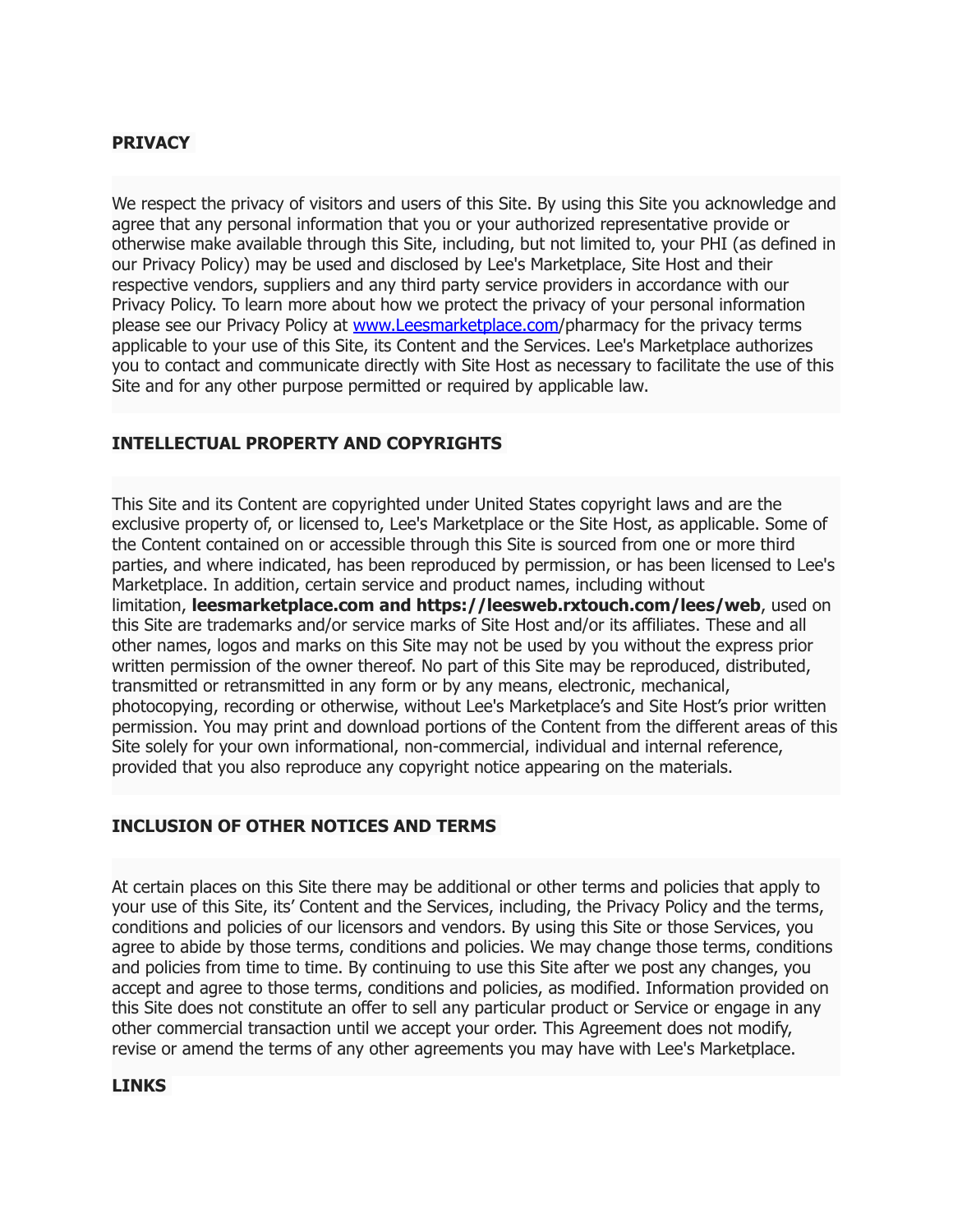**PRIVACY**

We respect the privacy of visitors and users of this Site. By using this Site you acknowledge and agree that any personal information that you or your authorized representative provide or otherwise make available through this Site, including, but not limited to, your PHI (as defined in our Privacy Policy) may be used and disclosed by Lee's Marketplace, Site Host and their respective vendors, suppliers and any third party service providers in accordance with our Privacy Policy. To learn more about how we protect the privacy of your personal information please see our Privacy Policy at [www.Leesmarketplace.com](http://www.Leesmarketplace.com)/pharmacy for the privacy terms applicable to your use of this Site, its Content and the Services. Lee's Marketplace authorizes you to contact and communicate directly with Site Host as necessary to facilitate the use of this Site and for any other purpose permitted or required by applicable law.

**INTELLECTUAL PROPERTY AND COPYRIGHTS**

This Site and its Content are copyrighted under United States copyright laws and are the exclusive property of, or licensed to, Lee's Marketplace or the Site Host, as applicable. Some of the Content contained on or accessible through this Site is sourced from one or more third parties, and where indicated, has been reproduced by permission, or has been licensed to Lee's Marketplace. In addition, certain service and product names, including without limitation, **leesmarketplace.com and https://leesweb.rxtouch.com/lees/web**, used on this Site are trademarks and/or service marks of Site Host and/or its affiliates. These and all other names, logos and marks on this Site may not be used by you without the express prior written permission of the owner thereof. No part of this Site may be reproduced, distributed, transmitted or retransmitted in any form or by any means, electronic, mechanical, photocopying, recording or otherwise, without Lee's Marketplace's and Site Host's prior written permission. You may print and download portions of the Content from the different areas of this Site solely for your own informational, non-commercial, individual and internal reference, provided that you also reproduce any copyright notice appearing on the materials.

**INCLUSION OF OTHER NOTICES AND TERMS**

At certain places on this Site there may be additional or other terms and policies that apply to your use of this Site, its' Content and the Services, including, the Privacy Policy and the terms, conditions and policies of our licensors and vendors. By using this Site or those Services, you agree to abide by those terms, conditions and policies. We may change those terms, conditions and policies from time to time. By continuing to use this Site after we post any changes, you accept and agree to those terms, conditions and policies, as modified. Information provided on this Site does not constitute an offer to sell any particular product or Service or engage in any other commercial transaction until we accept your order. This Agreement does not modify, revise or amend the terms of any other agreements you may have with Lee's Marketplace.

**LINKS**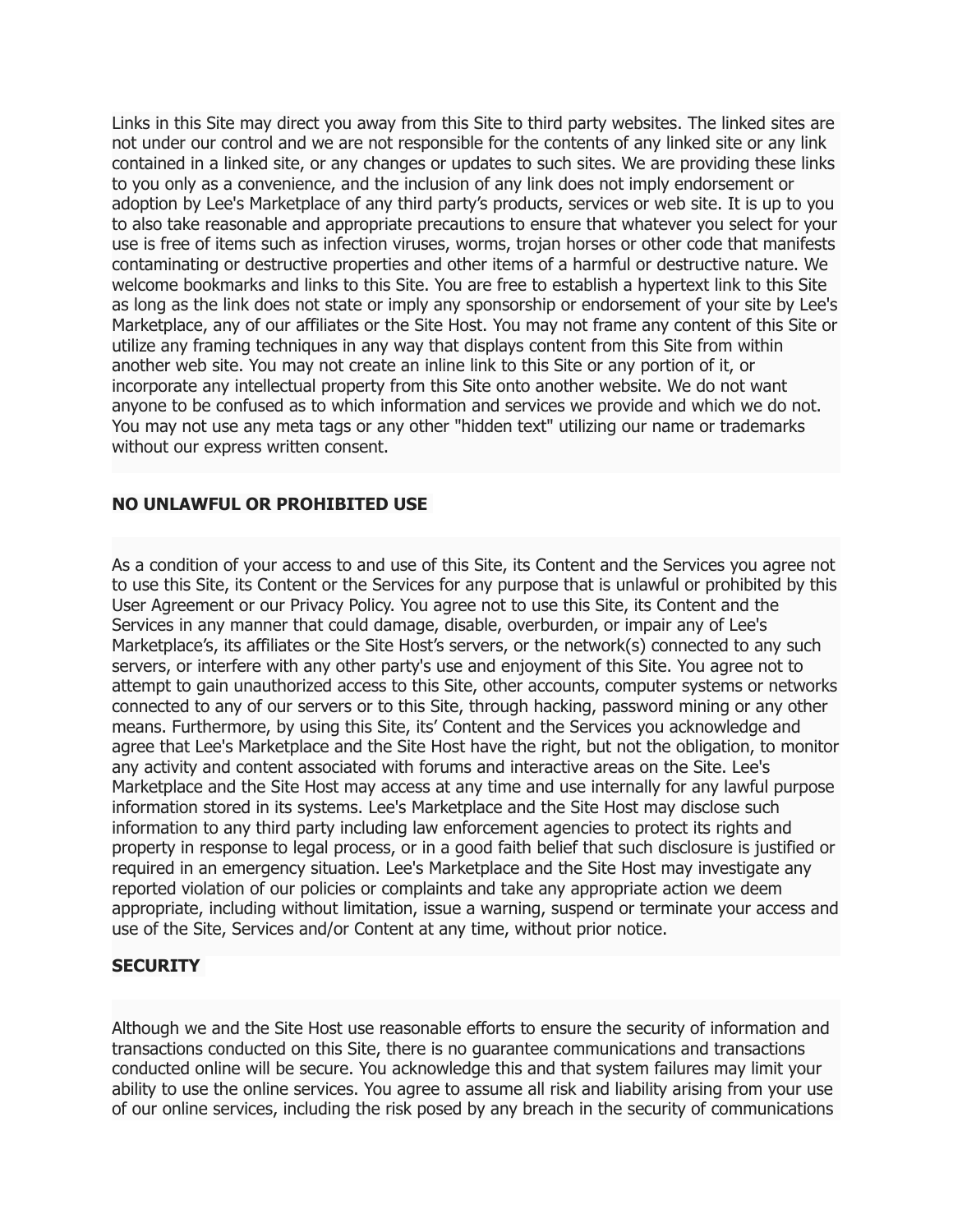Links in this Site may direct you away from this Site to third party websites. The linked sites are not under our control and we are not responsible for the contents of any linked site or any link contained in a linked site, or any changes or updates to such sites. We are providing these links to you only as a convenience, and the inclusion of any link does not imply endorsement or adoption by Lee's Marketplace of any third party's products, services or web site. It is up to you to also take reasonable and appropriate precautions to ensure that whatever you select for your use is free of items such as infection viruses, worms, trojan horses or other code that manifests contaminating or destructive properties and other items of a harmful or destructive nature. We welcome bookmarks and links to this Site. You are free to establish a hypertext link to this Site as long as the link does not state or imply any sponsorship or endorsement of your site by Lee's Marketplace, any of our affiliates or the Site Host. You may not frame any content of this Site or utilize any framing techniques in any way that displays content from this Site from within another web site. You may not create an inline link to this Site or any portion of it, or incorporate any intellectual property from this Site onto another website. We do not want anyone to be confused as to which information and services we provide and which we do not. You may not use any meta tags or any other "hidden text" utilizing our name or trademarks without our express written consent.

**NO UNLAWFUL OR PROHIBITED USE**

As a condition of your access to and use of this Site, its Content and the Services you agree not to use this Site, its Content or the Services for any purpose that is unlawful or prohibited by this User Agreement or our Privacy Policy. You agree not to use this Site, its Content and the Services in any manner that could damage, disable, overburden, or impair any of Lee's Marketplace's, its affiliates or the Site Host's servers, or the network(s) connected to any such servers, or interfere with any other party's use and enjoyment of this Site. You agree not to attempt to gain unauthorized access to this Site, other accounts, computer systems or networks connected to any of our servers or to this Site, through hacking, password mining or any other means. Furthermore, by using this Site, its' Content and the Services you acknowledge and agree that Lee's Marketplace and the Site Host have the right, but not the obligation, to monitor any activity and content associated with forums and interactive areas on the Site. Lee's Marketplace and the Site Host may access at any time and use internally for any lawful purpose information stored in its systems. Lee's Marketplace and the Site Host may disclose such information to any third party including law enforcement agencies to protect its rights and property in response to legal process, or in a good faith belief that such disclosure is justified or required in an emergency situation. Lee's Marketplace and the Site Host may investigate any reported violation of our policies or complaints and take any appropriate action we deem appropriate, including without limitation, issue a warning, suspend or terminate your access and use of the Site, Services and/or Content at any time, without prior notice.

**SECURITY**

Although we and the Site Host use reasonable efforts to ensure the security of information and transactions conducted on this Site, there is no guarantee communications and transactions conducted online will be secure. You acknowledge this and that system failures may limit your ability to use the online services. You agree to assume all risk and liability arising from your use of our online services, including the risk posed by any breach in the security of communications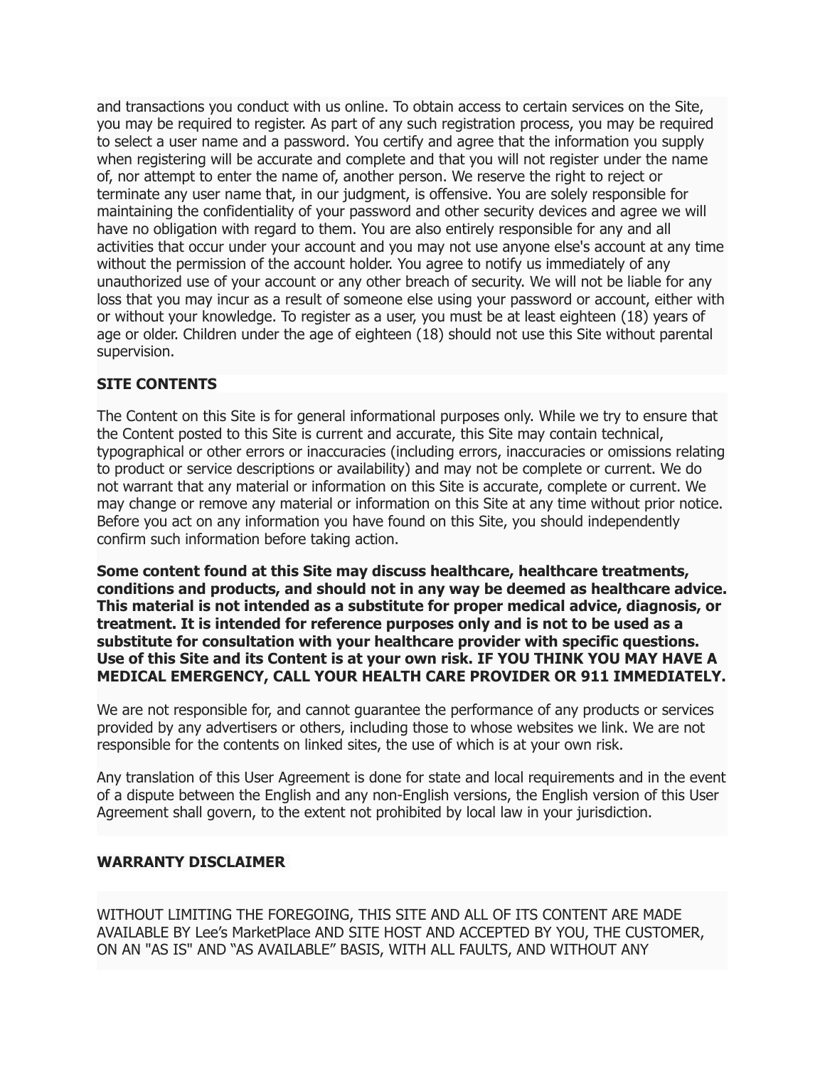and transactions you conduct with us online. To obtain access to certain services on the Site, you may be required to register. As part of any such registration process, you may be required to select a user name and a password. You certify and agree that the information you supply when registering will be accurate and complete and that you will not register under the name of, nor attempt to enter the name of, another person. We reserve the right to reject or terminate any user name that, in our judgment, is offensive. You are solely responsible for maintaining the confidentiality of your password and other security devices and agree we will have no obligation with regard to them. You are also entirely responsible for any and all activities that occur under your account and you may not use anyone else's account at any time without the permission of the account holder. You agree to notify us immediately of any unauthorized use of your account or any other breach of security. We will not be liable for any loss that you may incur as a result of someone else using your password or account, either with or without your knowledge. To register as a user, you must be at least eighteen (18) years of age or older. Children under the age of eighteen (18) should not use this Site without parental supervision.

**SITE CONTENTS**

The Content on this Site is for general informational purposes only. While we try to ensure that the Content posted to this Site is current and accurate, this Site may contain technical, typographical or other errors or inaccuracies (including errors, inaccuracies or omissions relating to product or service descriptions or availability) and may not be complete or current. We do not warrant that any material or information on this Site is accurate, complete or current. We may change or remove any material or information on this Site at any time without prior notice. Before you act on any information you have found on this Site, you should independently confirm such information before taking action.

**Some content found at this Site may discuss healthcare, healthcare treatments, conditions and products, and should not in any way be deemed as healthcare advice. This material is not intended as a substitute for proper medical advice, diagnosis, or treatment. It is intended for reference purposes only and is not to be used as a substitute for consultation with your healthcare provider with specific questions. Use of this Site and its Content is at your own risk. IF YOU THINK YOU MAY HAVE A MEDICAL EMERGENCY, CALL YOUR HEALTH CARE PROVIDER OR 911 IMMEDIATELY.**

We are not responsible for, and cannot guarantee the performance of any products or services provided by any advertisers or others, including those to whose websites we link. We are not responsible for the contents on linked sites, the use of which is at your own risk.

Any translation of this User Agreement is done for state and local requirements and in the event of a dispute between the English and any non-English versions, the English version of this User Agreement shall govern, to the extent not prohibited by local law in your jurisdiction.

**WARRANTY DISCLAIMER**

WITHOUT LIMITING THE FOREGOING, THIS SITE AND ALL OF ITS CONTENT ARE MADE AVAILABLE BY Lee's MarketPlace AND SITE HOST AND ACCEPTED BY YOU, THE CUSTOMER, ON AN "AS IS" AND "AS AVAILABLE" BASIS, WITH ALL FAULTS, AND WITHOUT ANY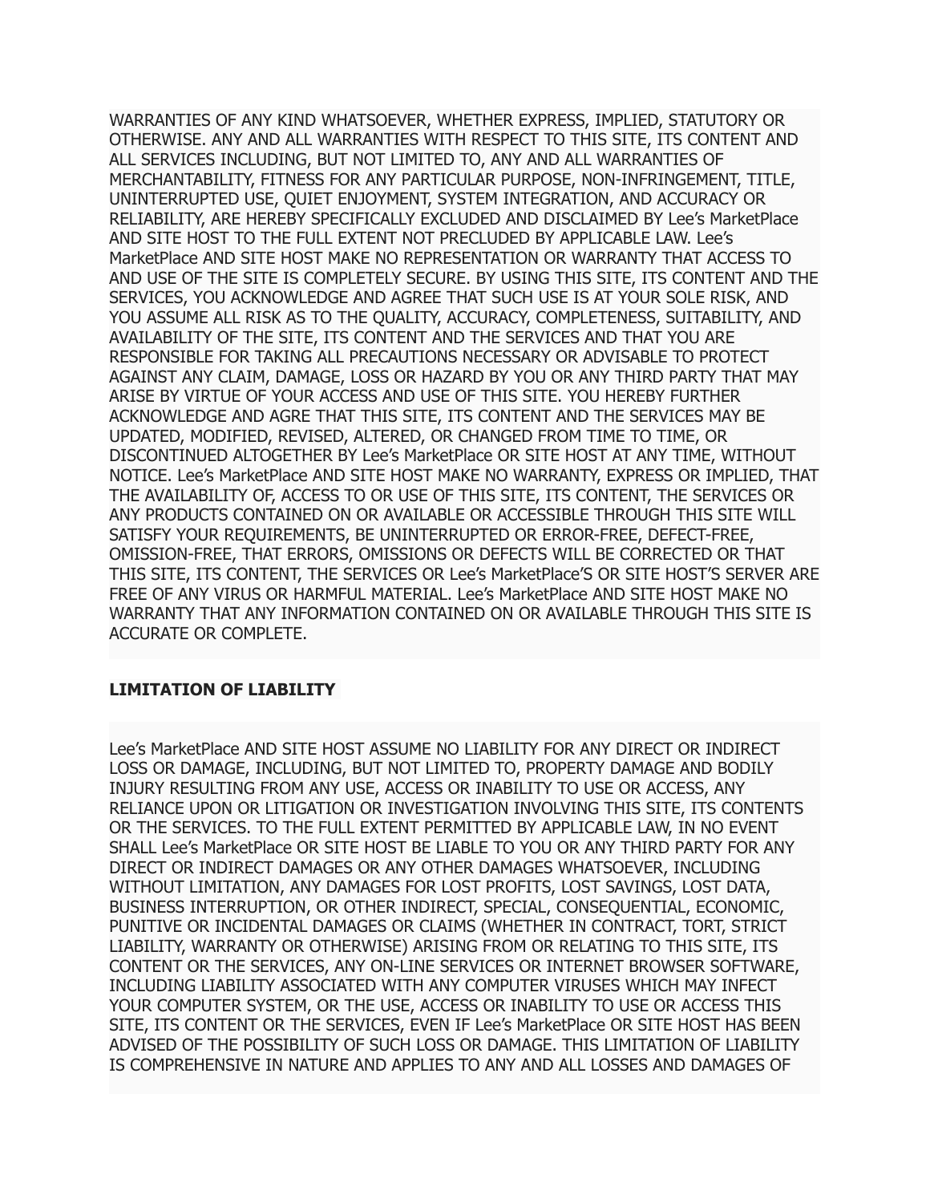WARRANTIES OF ANY KIND WHATSOEVER, WHETHER EXPRESS, IMPLIED, STATUTORY OR OTHERWISE. ANY AND ALL WARRANTIES WITH RESPECT TO THIS SITE, ITS CONTENT AND ALL SERVICES INCLUDING, BUT NOT LIMITED TO, ANY AND ALL WARRANTIES OF MERCHANTABILITY, FITNESS FOR ANY PARTICULAR PURPOSE, NON-INFRINGEMENT, TITLE, UNINTERRUPTED USE, QUIET ENJOYMENT, SYSTEM INTEGRATION, AND ACCURACY OR RELIABILITY, ARE HEREBY SPECIFICALLY EXCLUDED AND DISCLAIMED BY Lee's MarketPlace AND SITE HOST TO THE FULL EXTENT NOT PRECLUDED BY APPLICABLE LAW. Lee's MarketPlace AND SITE HOST MAKE NO REPRESENTATION OR WARRANTY THAT ACCESS TO AND USE OF THE SITE IS COMPLETELY SECURE. BY USING THIS SITE, ITS CONTENT AND THE SERVICES, YOU ACKNOWLEDGE AND AGREE THAT SUCH USE IS AT YOUR SOLE RISK, AND YOU ASSUME ALL RISK AS TO THE QUALITY, ACCURACY, COMPLETENESS, SUITABILITY, AND AVAILABILITY OF THE SITE, ITS CONTENT AND THE SERVICES AND THAT YOU ARE RESPONSIBLE FOR TAKING ALL PRECAUTIONS NECESSARY OR ADVISABLE TO PROTECT AGAINST ANY CLAIM, DAMAGE, LOSS OR HAZARD BY YOU OR ANY THIRD PARTY THAT MAY ARISE BY VIRTUE OF YOUR ACCESS AND USE OF THIS SITE. YOU HEREBY FURTHER ACKNOWLEDGE AND AGRE THAT THIS SITE, ITS CONTENT AND THE SERVICES MAY BE UPDATED, MODIFIED, REVISED, ALTERED, OR CHANGED FROM TIME TO TIME, OR DISCONTINUED ALTOGETHER BY Lee's MarketPlace OR SITE HOST AT ANY TIME, WITHOUT NOTICE. Lee's MarketPlace AND SITE HOST MAKE NO WARRANTY, EXPRESS OR IMPLIED, THAT THE AVAILABILITY OF, ACCESS TO OR USE OF THIS SITE, ITS CONTENT, THE SERVICES OR ANY PRODUCTS CONTAINED ON OR AVAILABLE OR ACCESSIBLE THROUGH THIS SITE WILL SATISFY YOUR REQUIREMENTS, BE UNINTERRUPTED OR ERROR-FREE, DEFECT-FREE, OMISSION-FREE, THAT ERRORS, OMISSIONS OR DEFECTS WILL BE CORRECTED OR THAT THIS SITE, ITS CONTENT, THE SERVICES OR Lee's MarketPlace'S OR SITE HOST'S SERVER ARE FREE OF ANY VIRUS OR HARMFUL MATERIAL. Lee's MarketPlace AND SITE HOST MAKE NO WARRANTY THAT ANY INFORMATION CONTAINED ON OR AVAILABLE THROUGH THIS SITE IS ACCURATE OR COMPLETE.

**LIMITATION OF LIABILITY**

Lee's MarketPlace AND SITE HOST ASSUME NO LIABILITY FOR ANY DIRECT OR INDIRECT LOSS OR DAMAGE, INCLUDING, BUT NOT LIMITED TO, PROPERTY DAMAGE AND BODILY INJURY RESULTING FROM ANY USE, ACCESS OR INABILITY TO USE OR ACCESS, ANY RELIANCE UPON OR LITIGATION OR INVESTIGATION INVOLVING THIS SITE, ITS CONTENTS OR THE SERVICES. TO THE FULL EXTENT PERMITTED BY APPLICABLE LAW, IN NO EVENT SHALL Lee's MarketPlace OR SITE HOST BE LIABLE TO YOU OR ANY THIRD PARTY FOR ANY DIRECT OR INDIRECT DAMAGES OR ANY OTHER DAMAGES WHATSOEVER, INCLUDING WITHOUT LIMITATION, ANY DAMAGES FOR LOST PROFITS, LOST SAVINGS, LOST DATA, BUSINESS INTERRUPTION, OR OTHER INDIRECT, SPECIAL, CONSEQUENTIAL, ECONOMIC, PUNITIVE OR INCIDENTAL DAMAGES OR CLAIMS (WHETHER IN CONTRACT, TORT, STRICT LIABILITY, WARRANTY OR OTHERWISE) ARISING FROM OR RELATING TO THIS SITE, ITS CONTENT OR THE SERVICES, ANY ON-LINE SERVICES OR INTERNET BROWSER SOFTWARE, INCLUDING LIABILITY ASSOCIATED WITH ANY COMPUTER VIRUSES WHICH MAY INFECT YOUR COMPUTER SYSTEM, OR THE USE, ACCESS OR INABILITY TO USE OR ACCESS THIS SITE, ITS CONTENT OR THE SERVICES, EVEN IF Lee's MarketPlace OR SITE HOST HAS BEEN ADVISED OF THE POSSIBILITY OF SUCH LOSS OR DAMAGE. THIS LIMITATION OF LIABILITY IS COMPREHENSIVE IN NATURE AND APPLIES TO ANY AND ALL LOSSES AND DAMAGES OF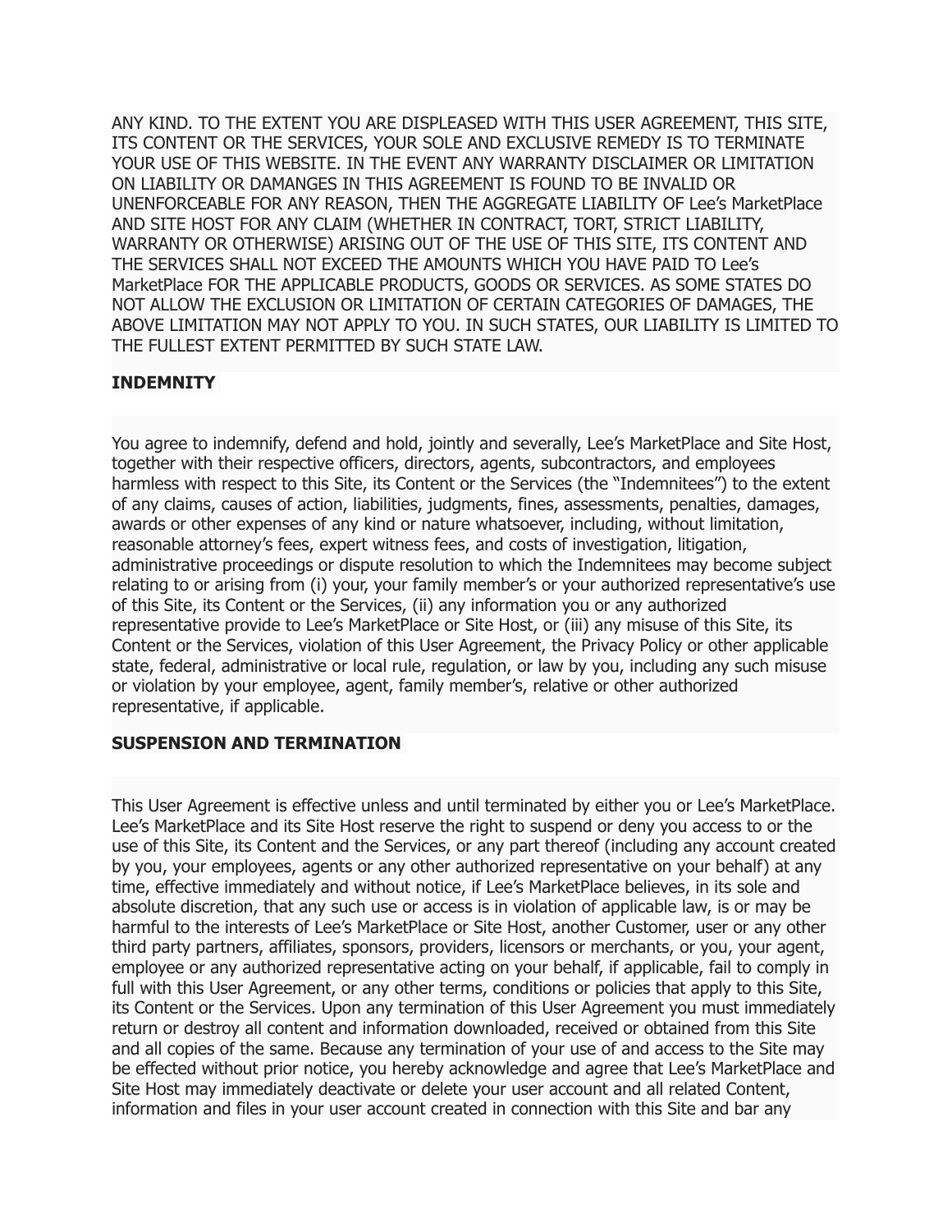ANY KIND. TO THE EXTENT YOU ARE DISPLEASED WITH THIS USER AGREEMENT, THIS SITE, ITS CONTENT OR THE SERVICES, YOUR SOLE AND EXCLUSIVE REMEDY IS TO TERMINATE YOUR USE OF THIS WEBSITE. IN THE EVENT ANY WARRANTY DISCLAIMER OR LIMITATION ON LIABILITY OR DAMANGES IN THIS AGREEMENT IS FOUND TO BE INVALID OR UNENFORCEABLE FOR ANY REASON, THEN THE AGGREGATE LIABILITY OF Lee's MarketPlace AND SITE HOST FOR ANY CLAIM (WHETHER IN CONTRACT, TORT, STRICT LIABILITY, WARRANTY OR OTHERWISE) ARISING OUT OF THE USE OF THIS SITE, ITS CONTENT AND THE SERVICES SHALL NOT EXCEED THE AMOUNTS WHICH YOU HAVE PAID TO Lee's MarketPlace FOR THE APPLICABLE PRODUCTS, GOODS OR SERVICES. AS SOME STATES DO NOT ALLOW THE EXCLUSION OR LIMITATION OF CERTAIN CATEGORIES OF DAMAGES, THE ABOVE LIMITATION MAY NOT APPLY TO YOU. IN SUCH STATES, OUR LIABILITY IS LIMITED TO THE FULLEST EXTENT PERMITTED BY SUCH STATE LAW.

**INDEMNITY**

You agree to indemnify, defend and hold, jointly and severally, Lee's MarketPlace and Site Host, together with their respective officers, directors, agents, subcontractors, and employees harmless with respect to this Site, its Content or the Services (the "Indemnitees") to the extent of any claims, causes of action, liabilities, judgments, fines, assessments, penalties, damages, awards or other expenses of any kind or nature whatsoever, including, without limitation, reasonable attorney's fees, expert witness fees, and costs of investigation, litigation, administrative proceedings or dispute resolution to which the Indemnitees may become subject relating to or arising from (i) your, your family member's or your authorized representative's use of this Site, its Content or the Services, (ii) any information you or any authorized representative provide to Lee's MarketPlace or Site Host, or (iii) any misuse of this Site, its Content or the Services, violation of this User Agreement, the Privacy Policy or other applicable state, federal, administrative or local rule, regulation, or law by you, including any such misuse or violation by your employee, agent, family member's, relative or other authorized representative, if applicable.

**SUSPENSION AND TERMINATION**

This User Agreement is effective unless and until terminated by either you or Lee's MarketPlace. Lee's MarketPlace and its Site Host reserve the right to suspend or deny you access to or the use of this Site, its Content and the Services, or any part thereof (including any account created by you, your employees, agents or any other authorized representative on your behalf) at any time, effective immediately and without notice, if Lee's MarketPlace believes, in its sole and absolute discretion, that any such use or access is in violation of applicable law, is or may be harmful to the interests of Lee's MarketPlace or Site Host, another Customer, user or any other third party partners, affiliates, sponsors, providers, licensors or merchants, or you, your agent, employee or any authorized representative acting on your behalf, if applicable, fail to comply in full with this User Agreement, or any other terms, conditions or policies that apply to this Site, its Content or the Services. Upon any termination of this User Agreement you must immediately return or destroy all content and information downloaded, received or obtained from this Site and all copies of the same. Because any termination of your use of and access to the Site may be effected without prior notice, you hereby acknowledge and agree that Lee's MarketPlace and Site Host may immediately deactivate or delete your user account and all related Content, information and files in your user account created in connection with this Site and bar any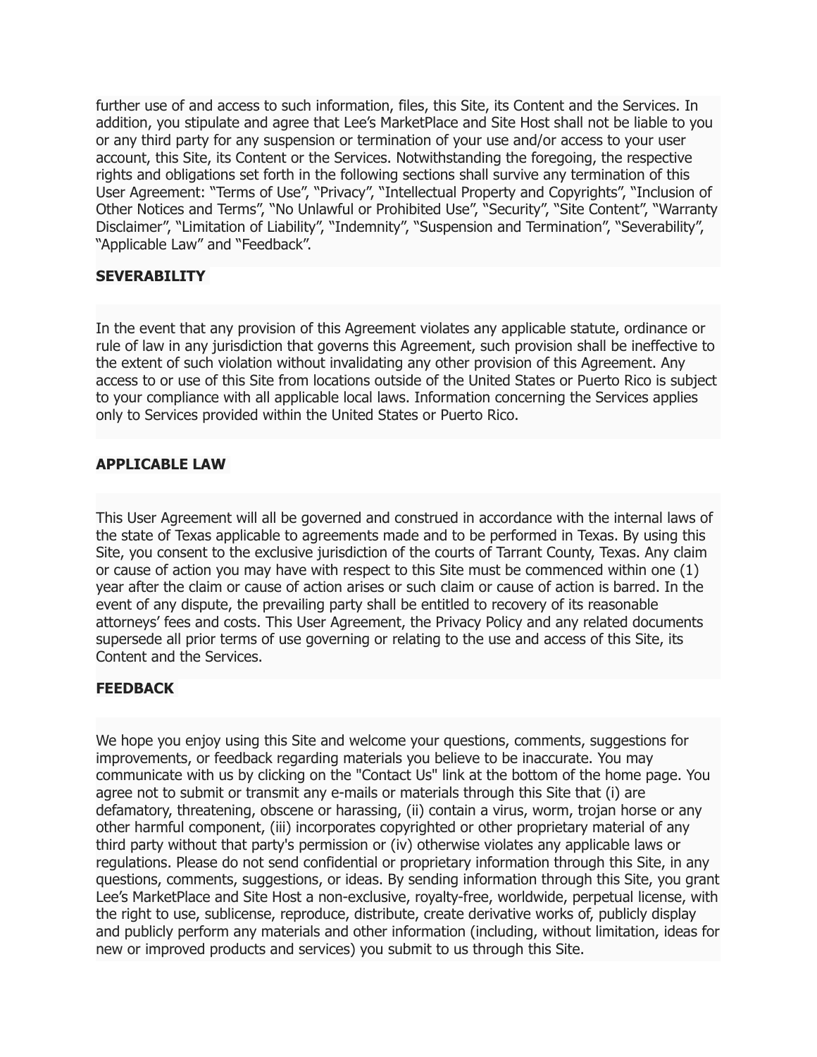further use of and access to such information, files, this Site, its Content and the Services. In addition, you stipulate and agree that Lee's MarketPlace and Site Host shall not be liable to you or any third party for any suspension or termination of your use and/or access to your user account, this Site, its Content or the Services. Notwithstanding the foregoing, the respective rights and obligations set forth in the following sections shall survive any termination of this User Agreement: "Terms of Use", "Privacy", "Intellectual Property and Copyrights", "Inclusion of Other Notices and Terms", "No Unlawful or Prohibited Use", "Security", "Site Content", "Warranty Disclaimer", "Limitation of Liability", "Indemnity", "Suspension and Termination", "Severability", "Applicable Law" and "Feedback".

**SEVERABILITY**

In the event that any provision of this Agreement violates any applicable statute, ordinance or rule of law in any jurisdiction that governs this Agreement, such provision shall be ineffective to the extent of such violation without invalidating any other provision of this Agreement. Any access to or use of this Site from locations outside of the United States or Puerto Rico is subject to your compliance with all applicable local laws. Information concerning the Services applies only to Services provided within the United States or Puerto Rico.

**APPLICABLE LAW**

This User Agreement will all be governed and construed in accordance with the internal laws of the state of Texas applicable to agreements made and to be performed in Texas. By using this Site, you consent to the exclusive jurisdiction of the courts of Tarrant County, Texas. Any claim or cause of action you may have with respect to this Site must be commenced within one (1) year after the claim or cause of action arises or such claim or cause of action is barred. In the event of any dispute, the prevailing party shall be entitled to recovery of its reasonable attorneys' fees and costs. This User Agreement, the Privacy Policy and any related documents supersede all prior terms of use governing or relating to the use and access of this Site, its Content and the Services.

**FEEDBACK**

We hope you enjoy using this Site and welcome your questions, comments, suggestions for improvements, or feedback regarding materials you believe to be inaccurate. You may communicate with us by clicking on the "Contact Us" link at the bottom of the home page. You agree not to submit or transmit any e-mails or materials through this Site that (i) are defamatory, threatening, obscene or harassing, (ii) contain a virus, worm, trojan horse or any other harmful component, (iii) incorporates copyrighted or other proprietary material of any third party without that party's permission or (iv) otherwise violates any applicable laws or regulations. Please do not send confidential or proprietary information through this Site, in any questions, comments, suggestions, or ideas. By sending information through this Site, you grant Lee's MarketPlace and Site Host a non-exclusive, royalty-free, worldwide, perpetual license, with the right to use, sublicense, reproduce, distribute, create derivative works of, publicly display and publicly perform any materials and other information (including, without limitation, ideas for new or improved products and services) you submit to us through this Site.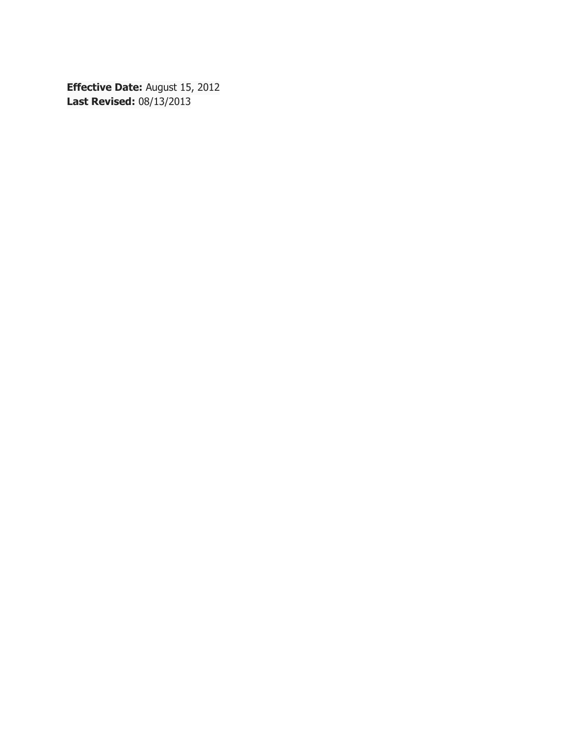**Effective Date:** August 15, 2012
**Last Revised:** 08/13/2013